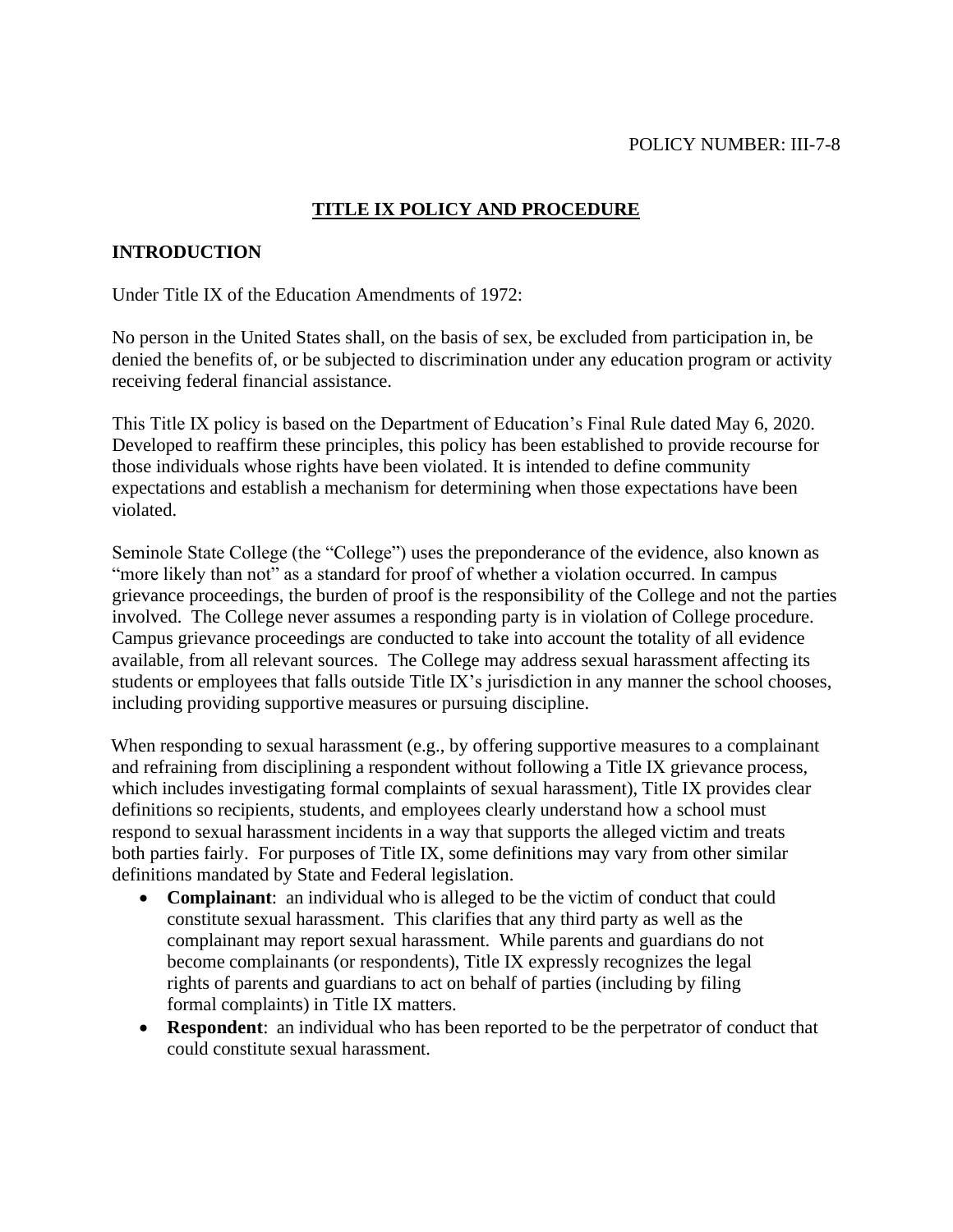POLICY NUMBER: III-7-8

# TITLE IX POLICY AND PROCEDURE

## INTRODUCTION

Under Title IX of the Education Amendments of 1972:

No person in the United States shall, on the basis of sex, be excluded from participation in, be denied the benefits of, or be subjected to discrimination under any education program or activity receiving federal financial assistance.

This Title IX policy is based on the Department of Education's Final Rule dated May 6, 2020. Developed to reaffirm these principles, this policy has been established to provide recourse for those individuals whose rights have been violated. It is intended to define community expectations and establish a mechanism for determining when those expectations have been violated.

Seminole State College (the "College") uses the preponderance of the evidence, also known as "more likely than not" as a standard for proof of whether a violation occurred. In campus grievance proceedings, the burden of proof is the responsibility of the College and not the parties involved. The College never assumes a responding party is in violation of College procedure. Campus grievance proceedings are conducted to take into account the totality of all evidence available, from all relevant sources. The College may address sexual harassment affecting its students or employees that falls outside Title IX's jurisdiction in any manner the school chooses, including providing supportive measures or pursuing discipline.

When responding to sexual harassment (e.g., by offering supportive measures to a complainant and refraining from disciplining a respondent without following a Title IX grievance process, which includes investigating formal complaints of sexual harassment), Title IX provides clear definitions so recipients, students, and employees clearly understand how a school must respond to sexual harassment incidents in a way that supports the alleged victim and treats both parties fairly. For purposes of Title IX, some definitions may vary from other similar definitions mandated by State and Federal legislation.

- **Complainant**: an individual who is alleged to be the victim of conduct that could constitute sexual harassment. This clarifies that any third party as well as the complainant may report sexual harassment. While parents and guardians do not become complainants (or respondents), Title IX expressly recognizes the legal rights of parents and guardians to act on behalf of parties (including by filing formal complaints) in Title IX matters.
- **Respondent**: an individual who has been reported to be the perpetrator of conduct that could constitute sexual harassment.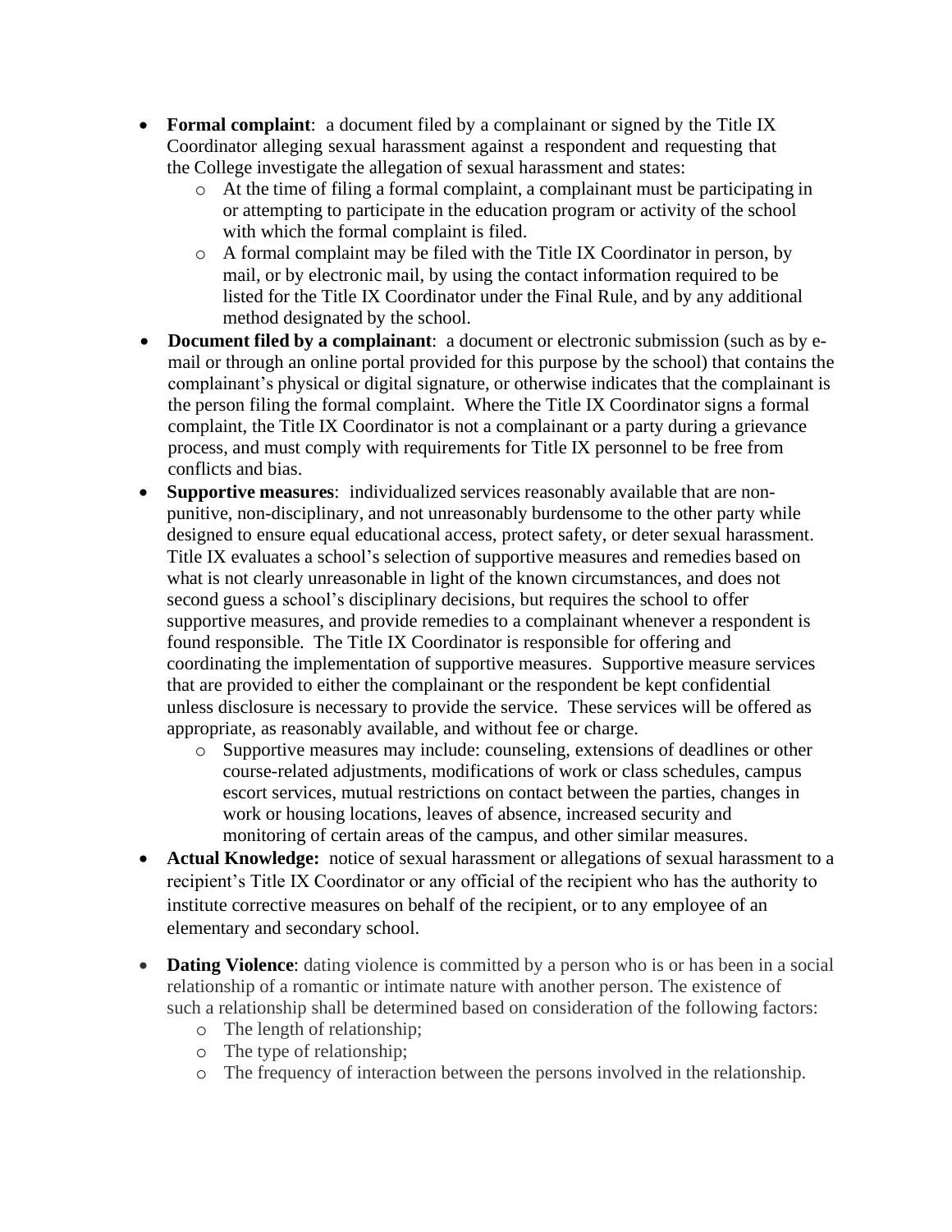- **Formal complaint**: a document filed by a complainant or signed by the Title IX Coordinator alleging sexual harassment against a respondent and requesting that the College investigate the allegation of sexual harassment and states:
  - At the time of filing a formal complaint, a complainant must be participating in or attempting to participate in the education program or activity of the school with which the formal complaint is filed.
  - A formal complaint may be filed with the Title IX Coordinator in person, by mail, or by electronic mail, by using the contact information required to be listed for the Title IX Coordinator under the Final Rule, and by any additional method designated by the school.
- **Document filed by a complainant**: a document or electronic submission (such as by e-mail or through an online portal provided for this purpose by the school) that contains the complainant's physical or digital signature, or otherwise indicates that the complainant is the person filing the formal complaint. Where the Title IX Coordinator signs a formal complaint, the Title IX Coordinator is not a complainant or a party during a grievance process, and must comply with requirements for Title IX personnel to be free from conflicts and bias.
- **Supportive measures**: individualized services reasonably available that are non-punitive, non-disciplinary, and not unreasonably burdensome to the other party while designed to ensure equal educational access, protect safety, or deter sexual harassment. Title IX evaluates a school's selection of supportive measures and remedies based on what is not clearly unreasonable in light of the known circumstances, and does not second guess a school's disciplinary decisions, but requires the school to offer supportive measures, and provide remedies to a complainant whenever a respondent is found responsible. The Title IX Coordinator is responsible for offering and coordinating the implementation of supportive measures. Supportive measure services that are provided to either the complainant or the respondent be kept confidential unless disclosure is necessary to provide the service. These services will be offered as appropriate, as reasonably available, and without fee or charge.
  - Supportive measures may include: counseling, extensions of deadlines or other course-related adjustments, modifications of work or class schedules, campus escort services, mutual restrictions on contact between the parties, changes in work or housing locations, leaves of absence, increased security and monitoring of certain areas of the campus, and other similar measures.
- **Actual Knowledge:** notice of sexual harassment or allegations of sexual harassment to a recipient's Title IX Coordinator or any official of the recipient who has the authority to institute corrective measures on behalf of the recipient, or to any employee of an elementary and secondary school.
- **Dating Violence**: dating violence is committed by a person who is or has been in a social relationship of a romantic or intimate nature with another person. The existence of such a relationship shall be determined based on consideration of the following factors:
  - The length of relationship;
  - The type of relationship;
  - The frequency of interaction between the persons involved in the relationship.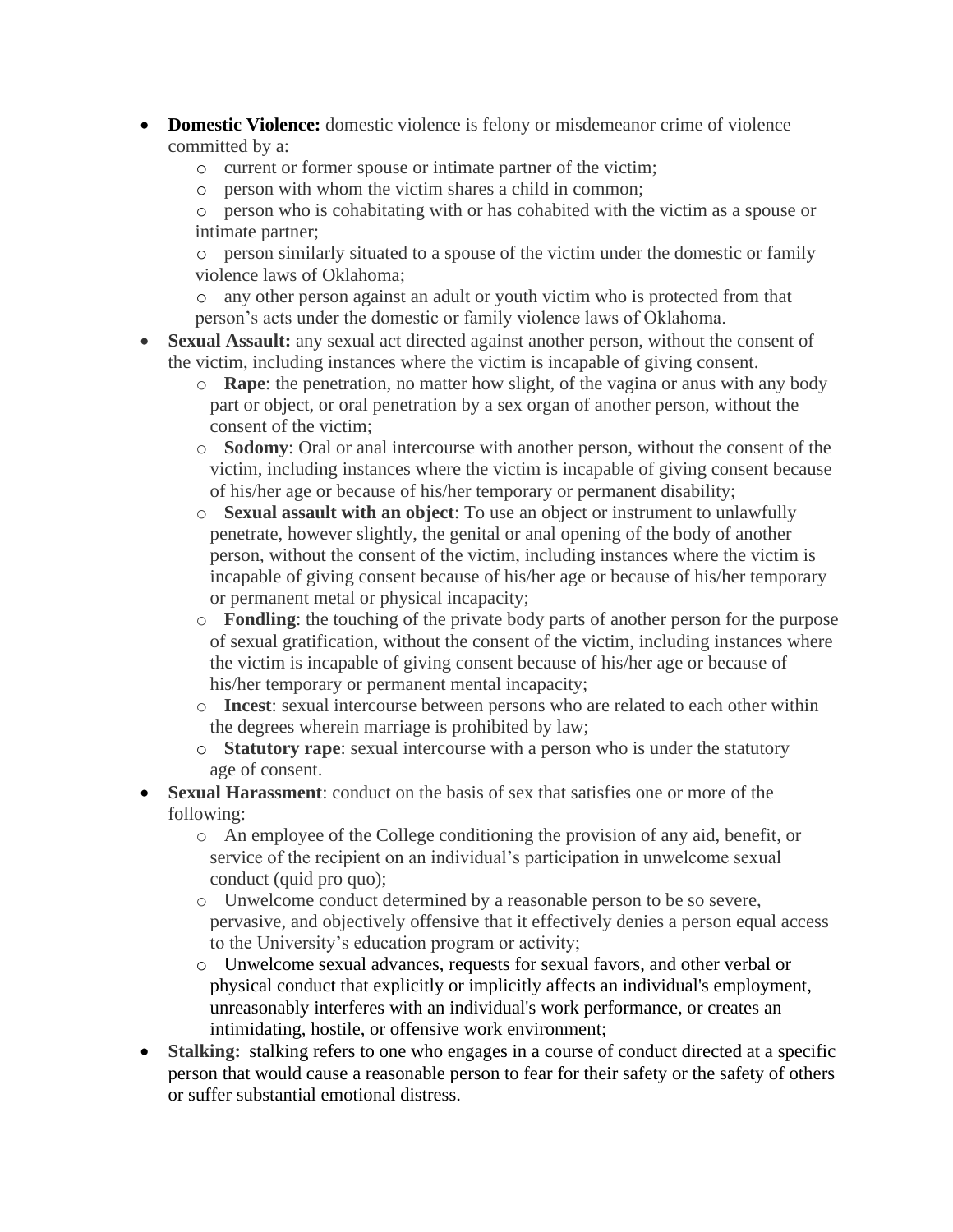- **Domestic Violence:** domestic violence is felony or misdemeanor crime of violence committed by a:
  - current or former spouse or intimate partner of the victim;
  - person with whom the victim shares a child in common;
  - person who is cohabitating with or has cohabited with the victim as a spouse or intimate partner;
  - person similarly situated to a spouse of the victim under the domestic or family violence laws of Oklahoma;
  - any other person against an adult or youth victim who is protected from that person's acts under the domestic or family violence laws of Oklahoma.
- **Sexual Assault:** any sexual act directed against another person, without the consent of the victim, including instances where the victim is incapable of giving consent.
  - **Rape**: the penetration, no matter how slight, of the vagina or anus with any body part or object, or oral penetration by a sex organ of another person, without the consent of the victim;
  - **Sodomy**: Oral or anal intercourse with another person, without the consent of the victim, including instances where the victim is incapable of giving consent because of his/her age or because of his/her temporary or permanent disability;
  - **Sexual assault with an object**: To use an object or instrument to unlawfully penetrate, however slightly, the genital or anal opening of the body of another person, without the consent of the victim, including instances where the victim is incapable of giving consent because of his/her age or because of his/her temporary or permanent metal or physical incapacity;
  - **Fondling**: the touching of the private body parts of another person for the purpose of sexual gratification, without the consent of the victim, including instances where the victim is incapable of giving consent because of his/her age or because of his/her temporary or permanent mental incapacity;
  - **Incest**: sexual intercourse between persons who are related to each other within the degrees wherein marriage is prohibited by law;
  - **Statutory rape**: sexual intercourse with a person who is under the statutory age of consent.
- **Sexual Harassment**: conduct on the basis of sex that satisfies one or more of the following:
  - An employee of the College conditioning the provision of any aid, benefit, or service of the recipient on an individual's participation in unwelcome sexual conduct (quid pro quo);
  - Unwelcome conduct determined by a reasonable person to be so severe, pervasive, and objectively offensive that it effectively denies a person equal access to the University's education program or activity;
  - Unwelcome sexual advances, requests for sexual favors, and other verbal or physical conduct that explicitly or implicitly affects an individual's employment, unreasonably interferes with an individual's work performance, or creates an intimidating, hostile, or offensive work environment;
- **Stalking:** stalking refers to one who engages in a course of conduct directed at a specific person that would cause a reasonable person to fear for their safety or the safety of others or suffer substantial emotional distress.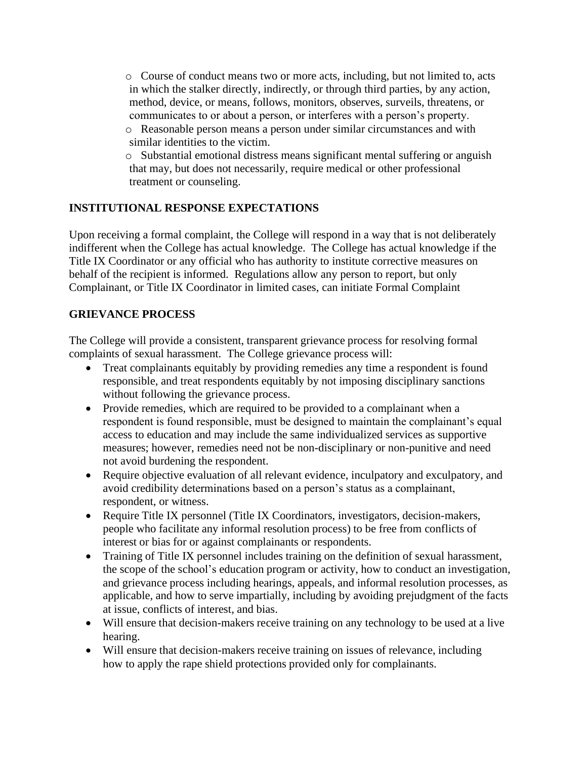- Course of conduct means two or more acts, including, but not limited to, acts in which the stalker directly, indirectly, or through third parties, by any action, method, device, or means, follows, monitors, observes, surveils, threatens, or communicates to or about a person, or interferes with a person's property.
- Reasonable person means a person under similar circumstances and with similar identities to the victim.
- Substantial emotional distress means significant mental suffering or anguish that may, but does not necessarily, require medical or other professional treatment or counseling.

**INSTITUTIONAL RESPONSE EXPECTATIONS**

Upon receiving a formal complaint, the College will respond in a way that is not deliberately indifferent when the College has actual knowledge. The College has actual knowledge if the Title IX Coordinator or any official who has authority to institute corrective measures on behalf of the recipient is informed. Regulations allow any person to report, but only Complainant, or Title IX Coordinator in limited cases, can initiate Formal Complaint

**GRIEVANCE PROCESS**

The College will provide a consistent, transparent grievance process for resolving formal complaints of sexual harassment. The College grievance process will:

- Treat complainants equitably by providing remedies any time a respondent is found responsible, and treat respondents equitably by not imposing disciplinary sanctions without following the grievance process.
- Provide remedies, which are required to be provided to a complainant when a respondent is found responsible, must be designed to maintain the complainant's equal access to education and may include the same individualized services as supportive measures; however, remedies need not be non-disciplinary or non-punitive and need not avoid burdening the respondent.
- Require objective evaluation of all relevant evidence, inculpatory and exculpatory, and avoid credibility determinations based on a person's status as a complainant, respondent, or witness.
- Require Title IX personnel (Title IX Coordinators, investigators, decision-makers, people who facilitate any informal resolution process) to be free from conflicts of interest or bias for or against complainants or respondents.
- Training of Title IX personnel includes training on the definition of sexual harassment, the scope of the school's education program or activity, how to conduct an investigation, and grievance process including hearings, appeals, and informal resolution processes, as applicable, and how to serve impartially, including by avoiding prejudgment of the facts at issue, conflicts of interest, and bias.
- Will ensure that decision-makers receive training on any technology to be used at a live hearing.
- Will ensure that decision-makers receive training on issues of relevance, including how to apply the rape shield protections provided only for complainants.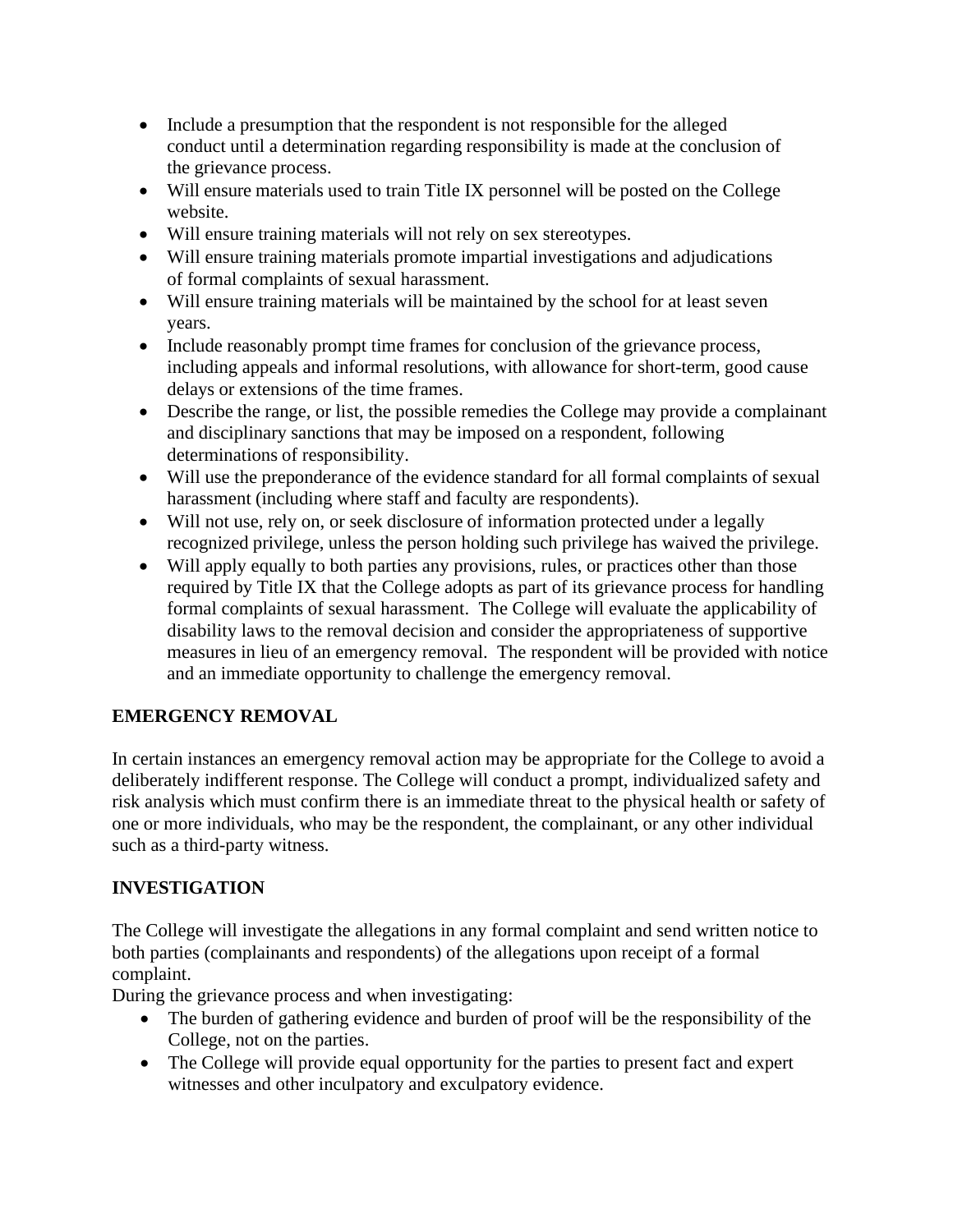- Include a presumption that the respondent is not responsible for the alleged conduct until a determination regarding responsibility is made at the conclusion of the grievance process.
- Will ensure materials used to train Title IX personnel will be posted on the College website.
- Will ensure training materials will not rely on sex stereotypes.
- Will ensure training materials promote impartial investigations and adjudications of formal complaints of sexual harassment.
- Will ensure training materials will be maintained by the school for at least seven years.
- Include reasonably prompt time frames for conclusion of the grievance process, including appeals and informal resolutions, with allowance for short-term, good cause delays or extensions of the time frames.
- Describe the range, or list, the possible remedies the College may provide a complainant and disciplinary sanctions that may be imposed on a respondent, following determinations of responsibility.
- Will use the preponderance of the evidence standard for all formal complaints of sexual harassment (including where staff and faculty are respondents).
- Will not use, rely on, or seek disclosure of information protected under a legally recognized privilege, unless the person holding such privilege has waived the privilege.
- Will apply equally to both parties any provisions, rules, or practices other than those required by Title IX that the College adopts as part of its grievance process for handling formal complaints of sexual harassment. The College will evaluate the applicability of disability laws to the removal decision and consider the appropriateness of supportive measures in lieu of an emergency removal. The respondent will be provided with notice and an immediate opportunity to challenge the emergency removal.

**EMERGENCY REMOVAL**

In certain instances an emergency removal action may be appropriate for the College to avoid a deliberately indifferent response. The College will conduct a prompt, individualized safety and risk analysis which must confirm there is an immediate threat to the physical health or safety of one or more individuals, who may be the respondent, the complainant, or any other individual such as a third-party witness.

**INVESTIGATION**

The College will investigate the allegations in any formal complaint and send written notice to both parties (complainants and respondents) of the allegations upon receipt of a formal complaint.

During the grievance process and when investigating:

- The burden of gathering evidence and burden of proof will be the responsibility of the College, not on the parties.
- The College will provide equal opportunity for the parties to present fact and expert witnesses and other inculpatory and exculpatory evidence.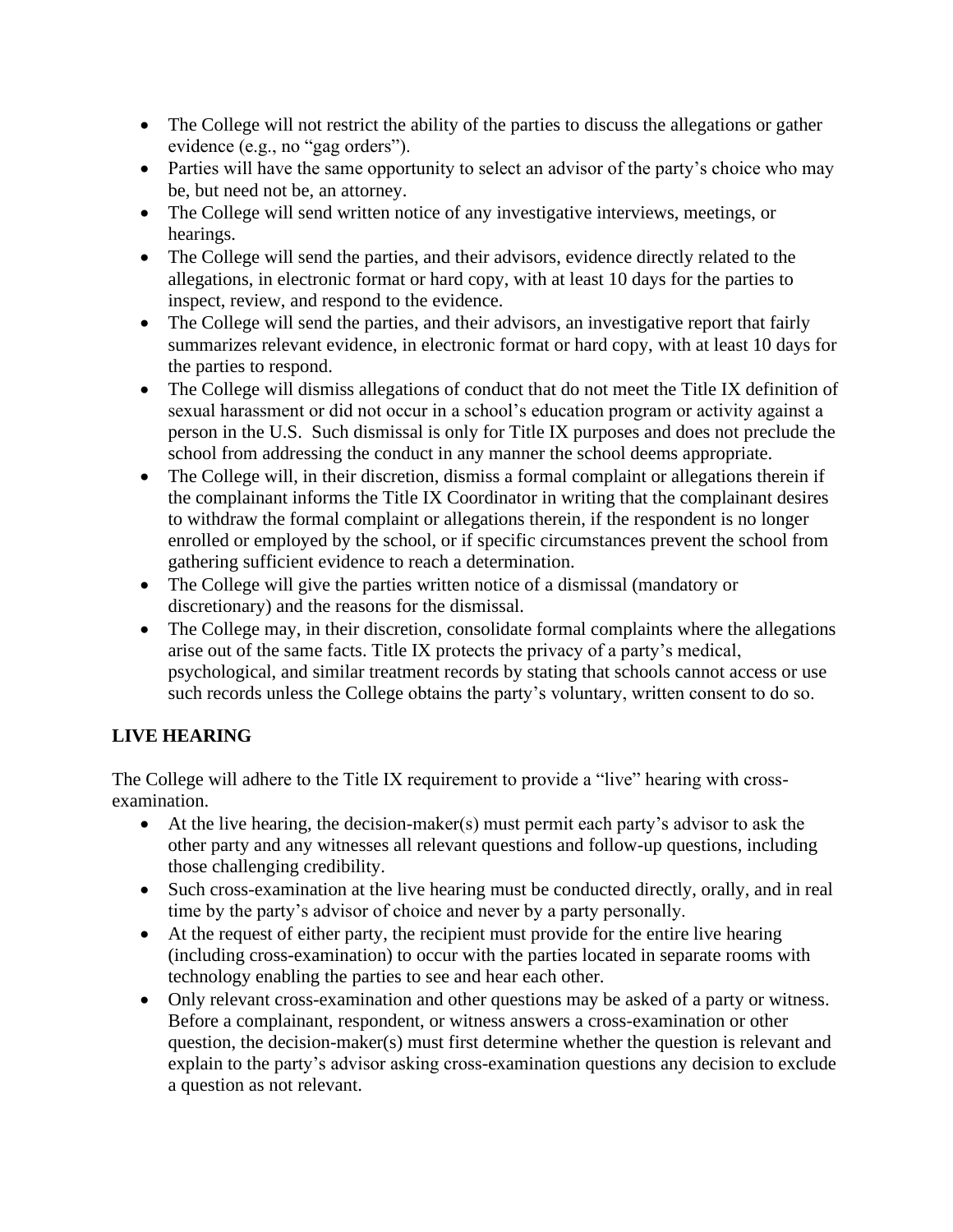- The College will not restrict the ability of the parties to discuss the allegations or gather evidence (e.g., no "gag orders").
- Parties will have the same opportunity to select an advisor of the party's choice who may be, but need not be, an attorney.
- The College will send written notice of any investigative interviews, meetings, or hearings.
- The College will send the parties, and their advisors, evidence directly related to the allegations, in electronic format or hard copy, with at least 10 days for the parties to inspect, review, and respond to the evidence.
- The College will send the parties, and their advisors, an investigative report that fairly summarizes relevant evidence, in electronic format or hard copy, with at least 10 days for the parties to respond.
- The College will dismiss allegations of conduct that do not meet the Title IX definition of sexual harassment or did not occur in a school's education program or activity against a person in the U.S. Such dismissal is only for Title IX purposes and does not preclude the school from addressing the conduct in any manner the school deems appropriate.
- The College will, in their discretion, dismiss a formal complaint or allegations therein if the complainant informs the Title IX Coordinator in writing that the complainant desires to withdraw the formal complaint or allegations therein, if the respondent is no longer enrolled or employed by the school, or if specific circumstances prevent the school from gathering sufficient evidence to reach a determination.
- The College will give the parties written notice of a dismissal (mandatory or discretionary) and the reasons for the dismissal.
- The College may, in their discretion, consolidate formal complaints where the allegations arise out of the same facts. Title IX protects the privacy of a party's medical, psychological, and similar treatment records by stating that schools cannot access or use such records unless the College obtains the party's voluntary, written consent to do so.

## LIVE HEARING

The College will adhere to the Title IX requirement to provide a "live" hearing with cross-examination.

- At the live hearing, the decision-maker(s) must permit each party's advisor to ask the other party and any witnesses all relevant questions and follow-up questions, including those challenging credibility.
- Such cross-examination at the live hearing must be conducted directly, orally, and in real time by the party's advisor of choice and never by a party personally.
- At the request of either party, the recipient must provide for the entire live hearing (including cross-examination) to occur with the parties located in separate rooms with technology enabling the parties to see and hear each other.
- Only relevant cross-examination and other questions may be asked of a party or witness. Before a complainant, respondent, or witness answers a cross-examination or other question, the decision-maker(s) must first determine whether the question is relevant and explain to the party's advisor asking cross-examination questions any decision to exclude a question as not relevant.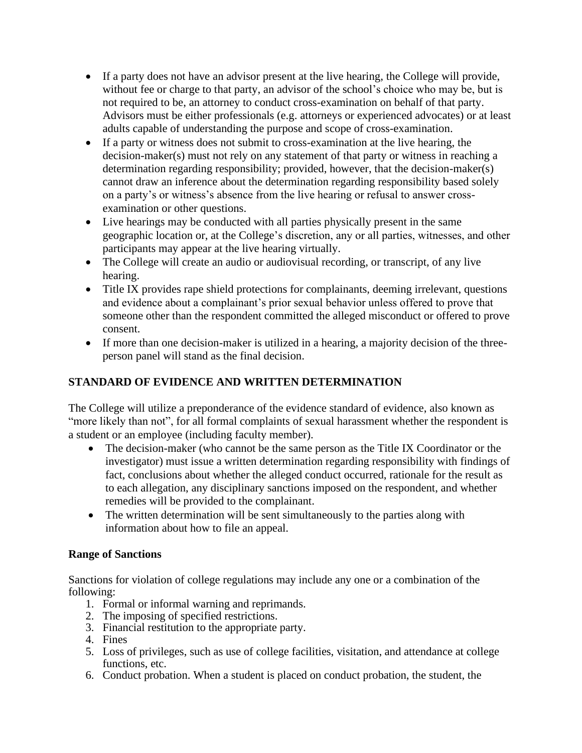- If a party does not have an advisor present at the live hearing, the College will provide, without fee or charge to that party, an advisor of the school's choice who may be, but is not required to be, an attorney to conduct cross-examination on behalf of that party. Advisors must be either professionals (e.g. attorneys or experienced advocates) or at least adults capable of understanding the purpose and scope of cross-examination.
- If a party or witness does not submit to cross-examination at the live hearing, the decision-maker(s) must not rely on any statement of that party or witness in reaching a determination regarding responsibility; provided, however, that the decision-maker(s) cannot draw an inference about the determination regarding responsibility based solely on a party's or witness's absence from the live hearing or refusal to answer cross-examination or other questions.
- Live hearings may be conducted with all parties physically present in the same geographic location or, at the College's discretion, any or all parties, witnesses, and other participants may appear at the live hearing virtually.
- The College will create an audio or audiovisual recording, or transcript, of any live hearing.
- Title IX provides rape shield protections for complainants, deeming irrelevant, questions and evidence about a complainant's prior sexual behavior unless offered to prove that someone other than the respondent committed the alleged misconduct or offered to prove consent.
- If more than one decision-maker is utilized in a hearing, a majority decision of the three-person panel will stand as the final decision.

## STANDARD OF EVIDENCE AND WRITTEN DETERMINATION

The College will utilize a preponderance of the evidence standard of evidence, also known as "more likely than not", for all formal complaints of sexual harassment whether the respondent is a student or an employee (including faculty member).

- The decision-maker (who cannot be the same person as the Title IX Coordinator or the investigator) must issue a written determination regarding responsibility with findings of fact, conclusions about whether the alleged conduct occurred, rationale for the result as to each allegation, any disciplinary sanctions imposed on the respondent, and whether remedies will be provided to the complainant.
- The written determination will be sent simultaneously to the parties along with information about how to file an appeal.

### Range of Sanctions

Sanctions for violation of college regulations may include any one or a combination of the following:

1. Formal or informal warning and reprimands.
2. The imposing of specified restrictions.
3. Financial restitution to the appropriate party.
4. Fines
5. Loss of privileges, such as use of college facilities, visitation, and attendance at college functions, etc.
6. Conduct probation. When a student is placed on conduct probation, the student, the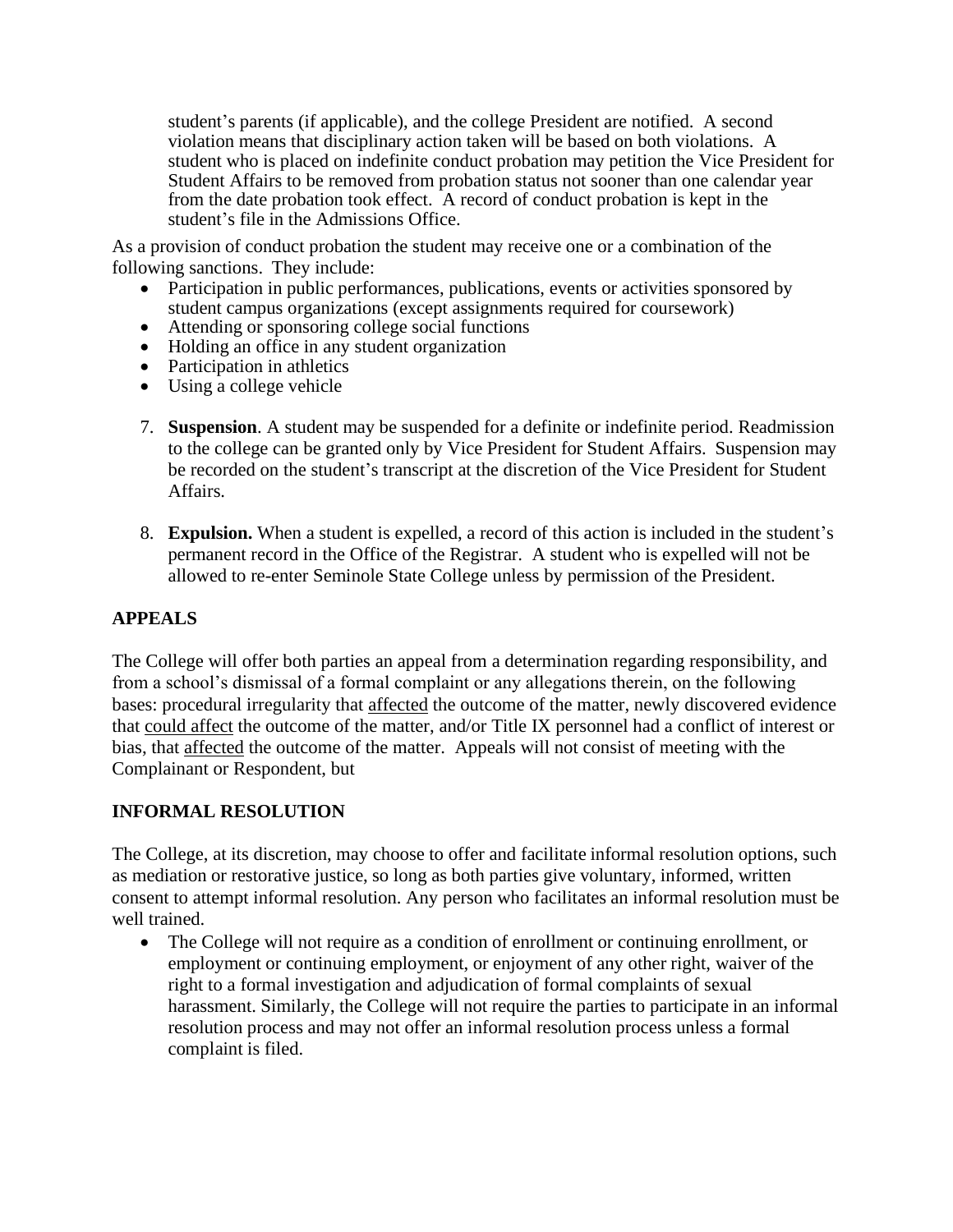student's parents (if applicable), and the college President are notified. A second violation means that disciplinary action taken will be based on both violations. A student who is placed on indefinite conduct probation may petition the Vice President for Student Affairs to be removed from probation status not sooner than one calendar year from the date probation took effect. A record of conduct probation is kept in the student's file in the Admissions Office.

As a provision of conduct probation the student may receive one or a combination of the following sanctions. They include:

- Participation in public performances, publications, events or activities sponsored by student campus organizations (except assignments required for coursework)
- Attending or sponsoring college social functions
- Holding an office in any student organization
- Participation in athletics
- Using a college vehicle

7. **Suspension**. A student may be suspended for a definite or indefinite period. Readmission to the college can be granted only by Vice President for Student Affairs. Suspension may be recorded on the student's transcript at the discretion of the Vice President for Student Affairs.

8. **Expulsion.** When a student is expelled, a record of this action is included in the student's permanent record in the Office of the Registrar. A student who is expelled will not be allowed to re-enter Seminole State College unless by permission of the President.

## APPEALS

The College will offer both parties an appeal from a determination regarding responsibility, and from a school's dismissal of a formal complaint or any allegations therein, on the following bases: procedural irregularity that <u>affected</u> the outcome of the matter, newly discovered evidence that <u>could affect</u> the outcome of the matter, and/or Title IX personnel had a conflict of interest or bias, that <u>affected</u> the outcome of the matter. Appeals will not consist of meeting with the Complainant or Respondent, but

## INFORMAL RESOLUTION

The College, at its discretion, may choose to offer and facilitate informal resolution options, such as mediation or restorative justice, so long as both parties give voluntary, informed, written consent to attempt informal resolution. Any person who facilitates an informal resolution must be well trained.

- The College will not require as a condition of enrollment or continuing enrollment, or employment or continuing employment, or enjoyment of any other right, waiver of the right to a formal investigation and adjudication of formal complaints of sexual harassment. Similarly, the College will not require the parties to participate in an informal resolution process and may not offer an informal resolution process unless a formal complaint is filed.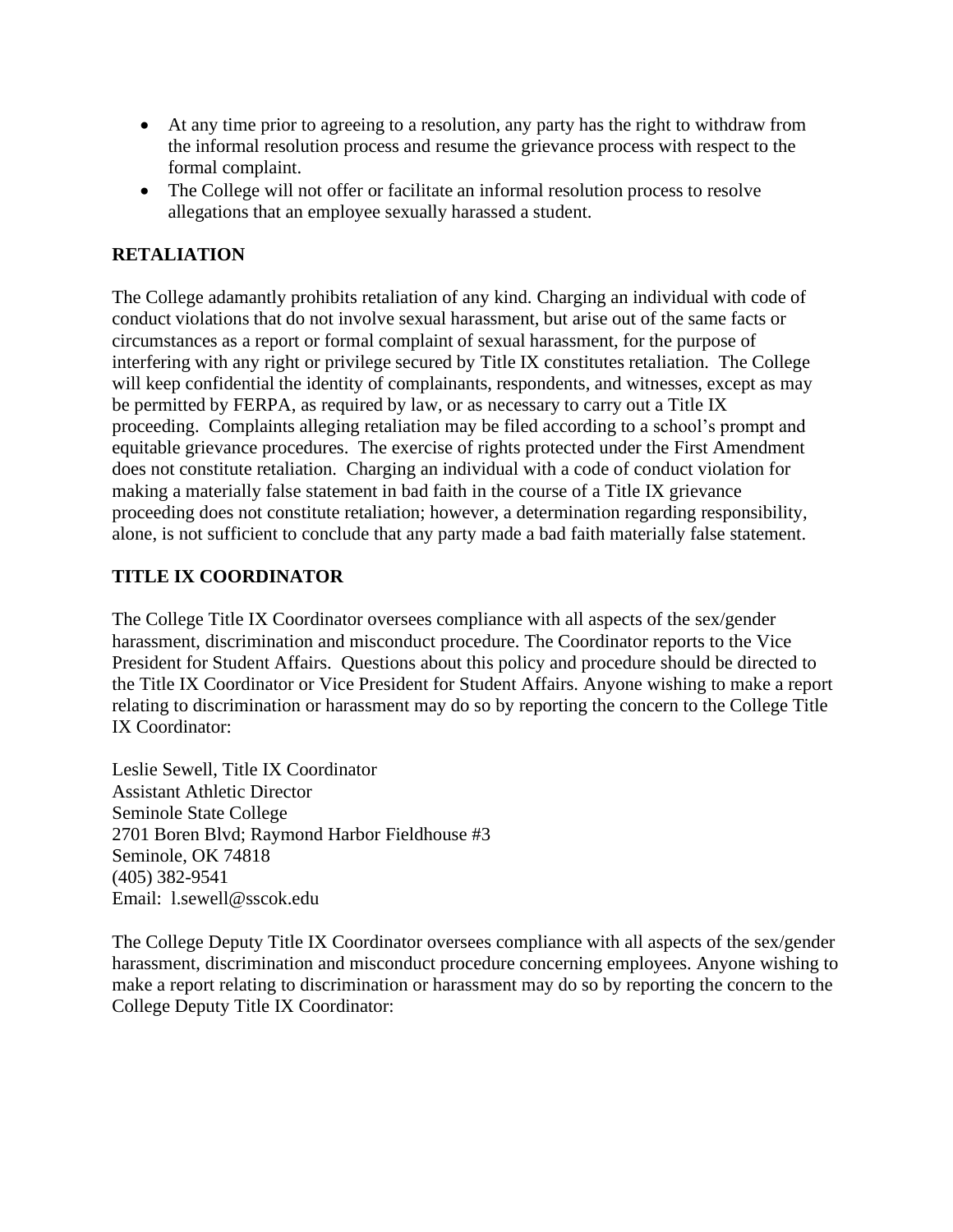- At any time prior to agreeing to a resolution, any party has the right to withdraw from the informal resolution process and resume the grievance process with respect to the formal complaint.
- The College will not offer or facilitate an informal resolution process to resolve allegations that an employee sexually harassed a student.

## RETALIATION

The College adamantly prohibits retaliation of any kind. Charging an individual with code of conduct violations that do not involve sexual harassment, but arise out of the same facts or circumstances as a report or formal complaint of sexual harassment, for the purpose of interfering with any right or privilege secured by Title IX constitutes retaliation. The College will keep confidential the identity of complainants, respondents, and witnesses, except as may be permitted by FERPA, as required by law, or as necessary to carry out a Title IX proceeding. Complaints alleging retaliation may be filed according to a school's prompt and equitable grievance procedures. The exercise of rights protected under the First Amendment does not constitute retaliation. Charging an individual with a code of conduct violation for making a materially false statement in bad faith in the course of a Title IX grievance proceeding does not constitute retaliation; however, a determination regarding responsibility, alone, is not sufficient to conclude that any party made a bad faith materially false statement.

## TITLE IX COORDINATOR

The College Title IX Coordinator oversees compliance with all aspects of the sex/gender harassment, discrimination and misconduct procedure. The Coordinator reports to the Vice President for Student Affairs. Questions about this policy and procedure should be directed to the Title IX Coordinator or Vice President for Student Affairs. Anyone wishing to make a report relating to discrimination or harassment may do so by reporting the concern to the College Title IX Coordinator:

Leslie Sewell, Title IX Coordinator
Assistant Athletic Director
Seminole State College
2701 Boren Blvd; Raymond Harbor Fieldhouse #3
Seminole, OK 74818
(405) 382-9541
Email: l.sewell@sscok.edu

The College Deputy Title IX Coordinator oversees compliance with all aspects of the sex/gender harassment, discrimination and misconduct procedure concerning employees. Anyone wishing to make a report relating to discrimination or harassment may do so by reporting the concern to the College Deputy Title IX Coordinator: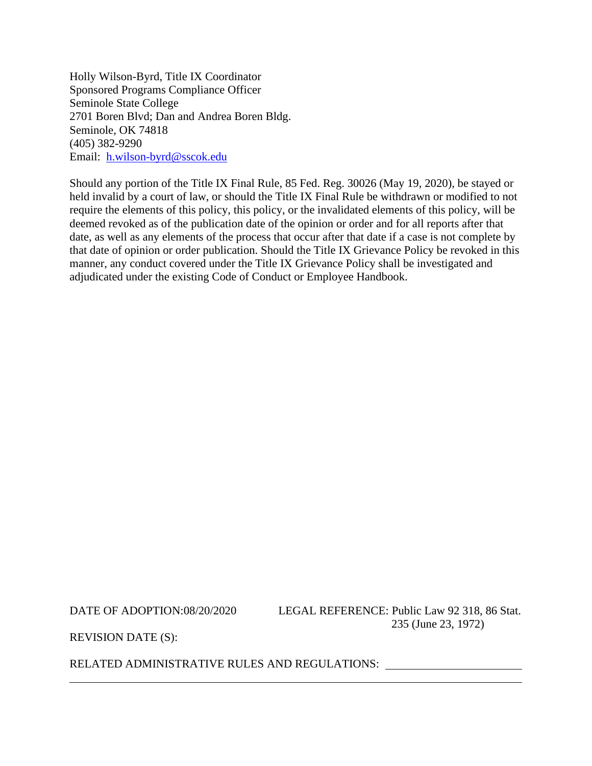Holly Wilson-Byrd, Title IX Coordinator
Sponsored Programs Compliance Officer
Seminole State College
2701 Boren Blvd; Dan and Andrea Boren Bldg.
Seminole, OK 74818
(405) 382-9290
Email: h.wilson-byrd@sscok.edu

Should any portion of the Title IX Final Rule, 85 Fed. Reg. 30026 (May 19, 2020), be stayed or held invalid by a court of law, or should the Title IX Final Rule be withdrawn or modified to not require the elements of this policy, this policy, or the invalidated elements of this policy, will be deemed revoked as of the publication date of the opinion or order and for all reports after that date, as well as any elements of the process that occur after that date if a case is not complete by that date of opinion or order publication. Should the Title IX Grievance Policy be revoked in this manner, any conduct covered under the Title IX Grievance Policy shall be investigated and adjudicated under the existing Code of Conduct or Employee Handbook.

DATE OF ADOPTION:08/20/2020

LEGAL REFERENCE: Public Law 92 318, 86 Stat. 235 (June 23, 1972)

REVISION DATE (S):

RELATED ADMINISTRATIVE RULES AND REGULATIONS: \_\_\_\_\_\_\_\_\_\_\_\_\_\_\_\_\_\_\_\_